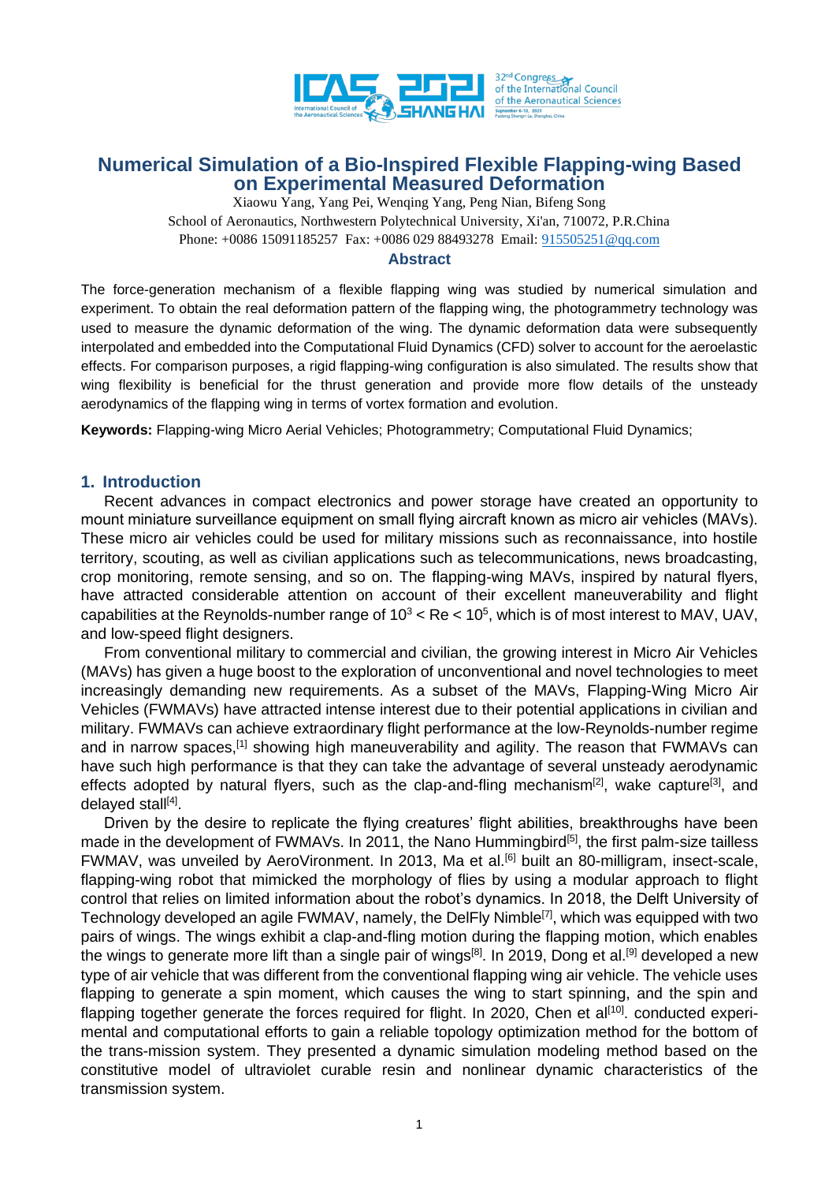# Numerical Simulation of a Bio-Inspired Flexible Flapping-wing Based on Experimental Measured Deformation

Xiaowu Yang, Yang Pei, Wenqing Yang, Peng Nian, Bifeng Song

School of Aeronautics, Northwestern Polytechnical University, Xi'an, 710072, P.R.China

Phone: +0086 15091185257 Fax: +0086 029 88493278 Email: 915505251@qq.com

## Abstract

The force-generation mechanism of a flexible flapping wing was studied by numerical simulation and experiment. To obtain the real deformation pattern of the flapping wing, the photogrammetry technology was used to measure the dynamic deformation of the wing. The dynamic deformation data were subsequently interpolated and embedded into the Computational Fluid Dynamics (CFD) solver to account for the aeroelastic effects. For comparison purposes, a rigid flapping-wing configuration is also simulated. The results show that wing flexibility is beneficial for the thrust generation and provide more flow details of the unsteady aerodynamics of the flapping wing in terms of vortex formation and evolution.

**Keywords:** Flapping-wing Micro Aerial Vehicles; Photogrammetry; Computational Fluid Dynamics;

## 1. Introduction

Recent advances in compact electronics and power storage have created an opportunity to mount miniature surveillance equipment on small flying aircraft known as micro air vehicles (MAVs). These micro air vehicles could be used for military missions such as reconnaissance, into hostile territory, scouting, as well as civilian applications such as telecommunications, news broadcasting, crop monitoring, remote sensing, and so on. The flapping-wing MAVs, inspired by natural flyers, have attracted considerable attention on account of their excellent maneuverability and flight capabilities at the Reynolds-number range of $10^3 < Re < 10^5$, which is of most interest to MAV, UAV, and low-speed flight designers.

From conventional military to commercial and civilian, the growing interest in Micro Air Vehicles (MAVs) has given a huge boost to the exploration of unconventional and novel technologies to meet increasingly demanding new requirements. As a subset of the MAVs, Flapping-Wing Micro Air Vehicles (FWMAVs) have attracted intense interest due to their potential applications in civilian and military. FWMAVs can achieve extraordinary flight performance at the low-Reynolds-number regime and in narrow spaces,[1] showing high maneuverability and agility. The reason that FWMAVs can have such high performance is that they can take the advantage of several unsteady aerodynamic effects adopted by natural flyers, such as the clap-and-fling mechanism[2], wake capture[3], and delayed stall[4].

Driven by the desire to replicate the flying creatures' flight abilities, breakthroughs have been made in the development of FWMAVs. In 2011, the Nano Hummingbird[5], the first palm-size tailless FWMAV, was unveiled by AeroVironment. In 2013, Ma et al.[6] built an 80-milligram, insect-scale, flapping-wing robot that mimicked the morphology of flies by using a modular approach to flight control that relies on limited information about the robot's dynamics. In 2018, the Delft University of Technology developed an agile FWMAV, namely, the DelFly Nimble[7], which was equipped with two pairs of wings. The wings exhibit a clap-and-fling motion during the flapping motion, which enables the wings to generate more lift than a single pair of wings[8]. In 2019, Dong et al.[9] developed a new type of air vehicle that was different from the conventional flapping wing air vehicle. The vehicle uses flapping to generate a spin moment, which causes the wing to start spinning, and the spin and flapping together generate the forces required for flight. In 2020, Chen et al[10]. conducted experi-mental and computational efforts to gain a reliable topology optimization method for the bottom of the trans-mission system. They presented a dynamic simulation modeling method based on the constitutive model of ultraviolet curable resin and nonlinear dynamic characteristics of the transmission system.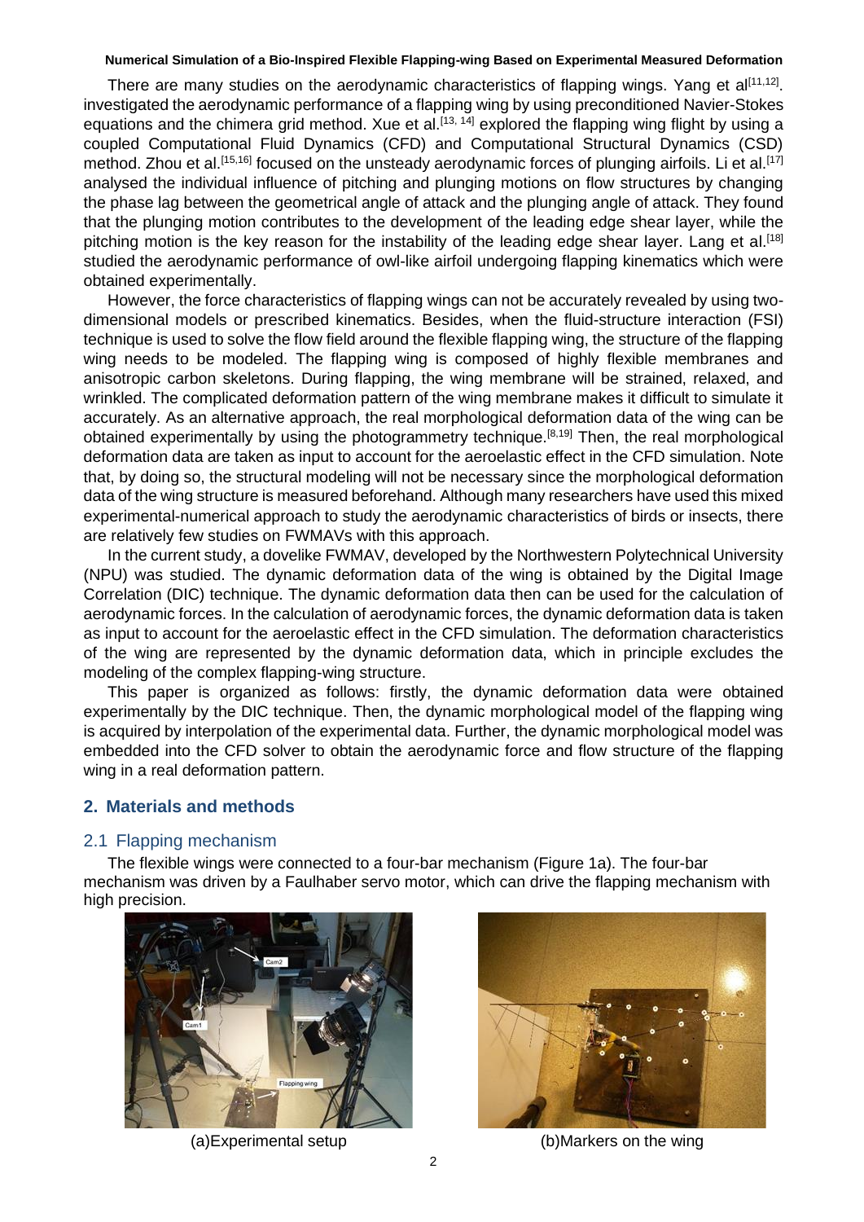There are many studies on the aerodynamic characteristics of flapping wings. Yang et al[11,12]. investigated the aerodynamic performance of a flapping wing by using preconditioned Navier-Stokes equations and the chimera grid method. Xue et al.[13, 14] explored the flapping wing flight by using a coupled Computational Fluid Dynamics (CFD) and Computational Structural Dynamics (CSD) method. Zhou et al.[15,16] focused on the unsteady aerodynamic forces of plunging airfoils. Li et al.[17] analysed the individual influence of pitching and plunging motions on flow structures by changing the phase lag between the geometrical angle of attack and the plunging angle of attack. They found that the plunging motion contributes to the development of the leading edge shear layer, while the pitching motion is the key reason for the instability of the leading edge shear layer. Lang et al.[18] studied the aerodynamic performance of owl-like airfoil undergoing flapping kinematics which were obtained experimentally.

However, the force characteristics of flapping wings can not be accurately revealed by using two-dimensional models or prescribed kinematics. Besides, when the fluid-structure interaction (FSI) technique is used to solve the flow field around the flexible flapping wing, the structure of the flapping wing needs to be modeled. The flapping wing is composed of highly flexible membranes and anisotropic carbon skeletons. During flapping, the wing membrane will be strained, relaxed, and wrinkled. The complicated deformation pattern of the wing membrane makes it difficult to simulate it accurately. As an alternative approach, the real morphological deformation data of the wing can be obtained experimentally by using the photogrammetry technique.[8,19] Then, the real morphological deformation data are taken as input to account for the aeroelastic effect in the CFD simulation. Note that, by doing so, the structural modeling will not be necessary since the morphological deformation data of the wing structure is measured beforehand. Although many researchers have used this mixed experimental-numerical approach to study the aerodynamic characteristics of birds or insects, there are relatively few studies on FWMAVs with this approach.

In the current study, a dovelike FWMAV, developed by the Northwestern Polytechnical University (NPU) was studied. The dynamic deformation data of the wing is obtained by the Digital Image Correlation (DIC) technique. The dynamic deformation data then can be used for the calculation of aerodynamic forces. In the calculation of aerodynamic forces, the dynamic deformation data is taken as input to account for the aeroelastic effect in the CFD simulation. The deformation characteristics of the wing are represented by the dynamic deformation data, which in principle excludes the modeling of the complex flapping-wing structure.

This paper is organized as follows: firstly, the dynamic deformation data were obtained experimentally by the DIC technique. Then, the dynamic morphological model of the flapping wing is acquired by interpolation of the experimental data. Further, the dynamic morphological model was embedded into the CFD solver to obtain the aerodynamic force and flow structure of the flapping wing in a real deformation pattern.

## 2. Materials and methods

### 2.1 Flapping mechanism

The flexible wings were connected to a four-bar mechanism (Figure 1a). The four-bar mechanism was driven by a Faulhaber servo motor, which can drive the flapping mechanism with high precision.

(a)Experimental setup

(b)Markers on the wing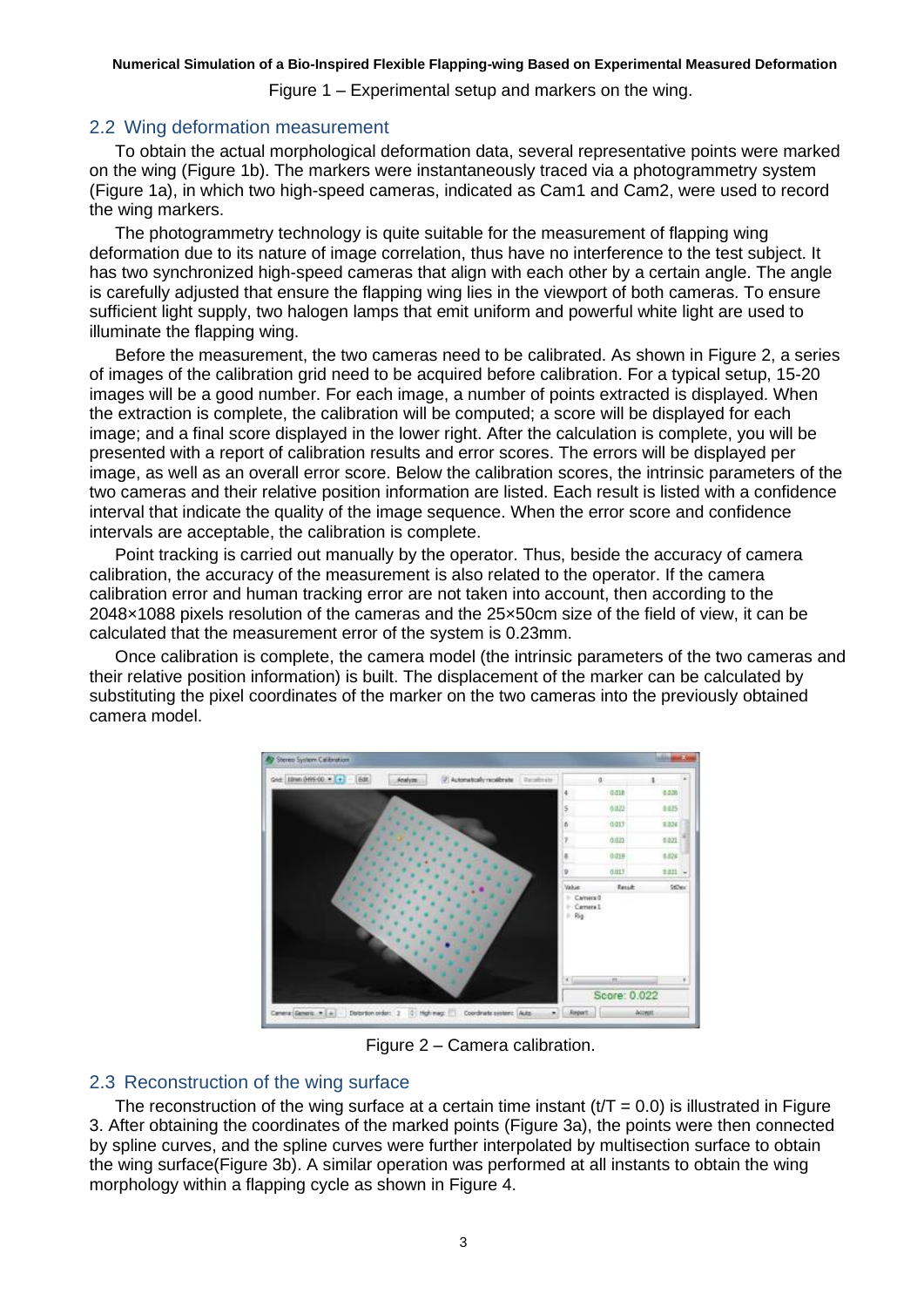Figure 1 – Experimental setup and markers on the wing.

## 2.2 Wing deformation measurement

To obtain the actual morphological deformation data, several representative points were marked on the wing (Figure 1b). The markers were instantaneously traced via a photogrammetry system (Figure 1a), in which two high-speed cameras, indicated as Cam1 and Cam2, were used to record the wing markers.

The photogrammetry technology is quite suitable for the measurement of flapping wing deformation due to its nature of image correlation, thus have no interference to the test subject. It has two synchronized high-speed cameras that align with each other by a certain angle. The angle is carefully adjusted that ensure the flapping wing lies in the viewport of both cameras. To ensure sufficient light supply, two halogen lamps that emit uniform and powerful white light are used to illuminate the flapping wing.

Before the measurement, the two cameras need to be calibrated. As shown in Figure 2, a series of images of the calibration grid need to be acquired before calibration. For a typical setup, 15-20 images will be a good number. For each image, a number of points extracted is displayed. When the extraction is complete, the calibration will be computed; a score will be displayed for each image; and a final score displayed in the lower right. After the calculation is complete, you will be presented with a report of calibration results and error scores. The errors will be displayed per image, as well as an overall error score. Below the calibration scores, the intrinsic parameters of the two cameras and their relative position information are listed. Each result is listed with a confidence interval that indicate the quality of the image sequence. When the error score and confidence intervals are acceptable, the calibration is complete.

Point tracking is carried out manually by the operator. Thus, beside the accuracy of camera calibration, the accuracy of the measurement is also related to the operator. If the camera calibration error and human tracking error are not taken into account, then according to the 2048×1088 pixels resolution of the cameras and the 25×50cm size of the field of view, it can be calculated that the measurement error of the system is 0.23mm.

Once calibration is complete, the camera model (the intrinsic parameters of the two cameras and their relative position information) is built. The displacement of the marker can be calculated by substituting the pixel coordinates of the marker on the two cameras into the previously obtained camera model.

Figure 2 – Camera calibration.

## 2.3 Reconstruction of the wing surface

The reconstruction of the wing surface at a certain time instant ($t/T = 0.0$) is illustrated in Figure 3. After obtaining the coordinates of the marked points (Figure 3a), the points were then connected by spline curves, and the spline curves were further interpolated by multisection surface to obtain the wing surface(Figure 3b). A similar operation was performed at all instants to obtain the wing morphology within a flapping cycle as shown in Figure 4.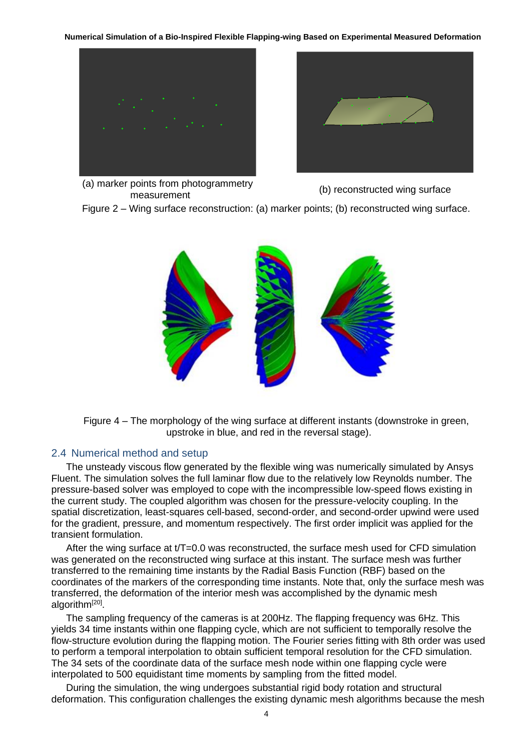(a) marker points from photogrammetry measurement

(b) reconstructed wing surface

Figure 2 – Wing surface reconstruction: (a) marker points; (b) reconstructed wing surface.

Figure 4 – The morphology of the wing surface at different instants (downstroke in green, upstroke in blue, and red in the reversal stage).

## 2.4 Numerical method and setup

The unsteady viscous flow generated by the flexible wing was numerically simulated by Ansys Fluent. The simulation solves the full laminar flow due to the relatively low Reynolds number. The pressure-based solver was employed to cope with the incompressible low-speed flows existing in the current study. The coupled algorithm was chosen for the pressure-velocity coupling. In the spatial discretization, least-squares cell-based, second-order, and second-order upwind were used for the gradient, pressure, and momentum respectively. The first order implicit was applied for the transient formulation.

After the wing surface at t/T=0.0 was reconstructed, the surface mesh used for CFD simulation was generated on the reconstructed wing surface at this instant. The surface mesh was further transferred to the remaining time instants by the Radial Basis Function (RBF) based on the coordinates of the markers of the corresponding time instants. Note that, only the surface mesh was transferred, the deformation of the interior mesh was accomplished by the dynamic mesh algorithm[20].

The sampling frequency of the cameras is at 200Hz. The flapping frequency was 6Hz. This yields 34 time instants within one flapping cycle, which are not sufficient to temporally resolve the flow-structure evolution during the flapping motion. The Fourier series fitting with 8th order was used to perform a temporal interpolation to obtain sufficient temporal resolution for the CFD simulation. The 34 sets of the coordinate data of the surface mesh node within one flapping cycle were interpolated to 500 equidistant time moments by sampling from the fitted model.

During the simulation, the wing undergoes substantial rigid body rotation and structural deformation. This configuration challenges the existing dynamic mesh algorithms because the mesh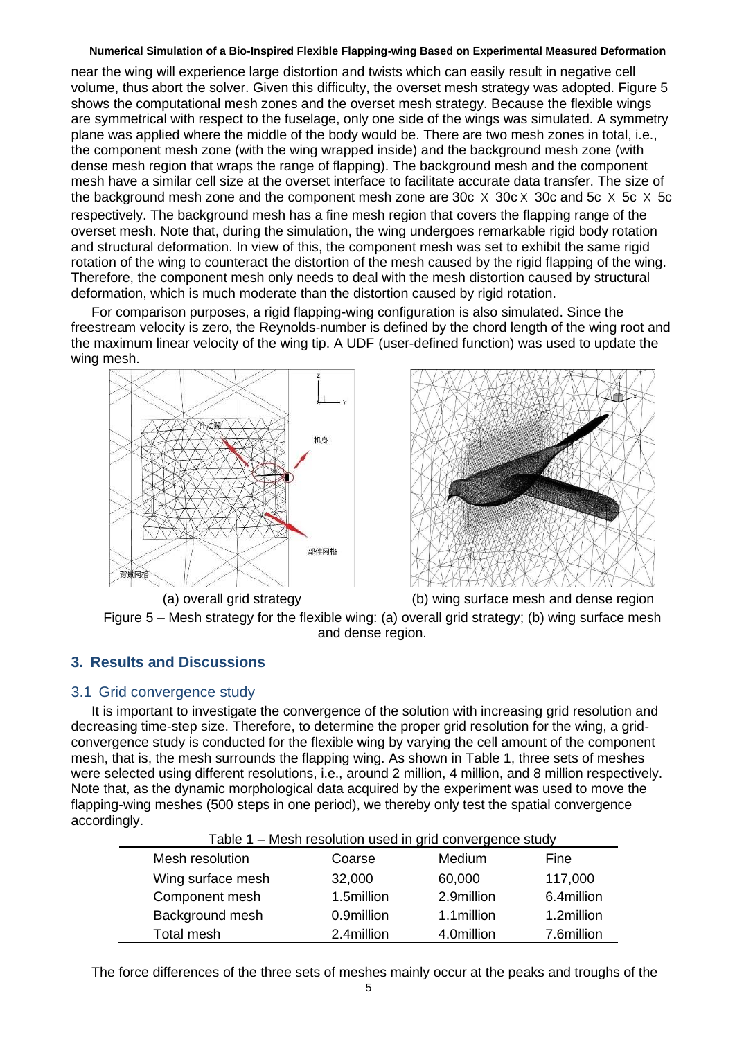near the wing will experience large distortion and twists which can easily result in negative cell volume, thus abort the solver. Given this difficulty, the overset mesh strategy was adopted. Figure 5 shows the computational mesh zones and the overset mesh strategy. Because the flexible wings are symmetrical with respect to the fuselage, only one side of the wings was simulated. A symmetry plane was applied where the middle of the body would be. There are two mesh zones in total, i.e., the component mesh zone (with the wing wrapped inside) and the background mesh zone (with dense mesh region that wraps the range of flapping). The background mesh and the component mesh have a similar cell size at the overset interface to facilitate accurate data transfer. The size of the background mesh zone and the component mesh zone are 30c X 30c X 30c and 5c X 5c X 5c respectively. The background mesh has a fine mesh region that covers the flapping range of the overset mesh. Note that, during the simulation, the wing undergoes remarkable rigid body rotation and structural deformation. In view of this, the component mesh was set to exhibit the same rigid rotation of the wing to counteract the distortion of the mesh caused by the rigid flapping of the wing. Therefore, the component mesh only needs to deal with the mesh distortion caused by structural deformation, which is much moderate than the distortion caused by rigid rotation.

For comparison purposes, a rigid flapping-wing configuration is also simulated. Since the freestream velocity is zero, the Reynolds-number is defined by the chord length of the wing root and the maximum linear velocity of the wing tip. A UDF (user-defined function) was used to update the wing mesh.

(a) overall grid strategy (b) wing surface mesh and dense region

Figure 5 – Mesh strategy for the flexible wing: (a) overall grid strategy; (b) wing surface mesh and dense region.

## 3. Results and Discussions

### 3.1 Grid convergence study

It is important to investigate the convergence of the solution with increasing grid resolution and decreasing time-step size. Therefore, to determine the proper grid resolution for the wing, a grid-convergence study is conducted for the flexible wing by varying the cell amount of the component mesh, that is, the mesh surrounds the flapping wing. As shown in Table 1, three sets of meshes were selected using different resolutions, i.e., around 2 million, 4 million, and 8 million respectively. Note that, as the dynamic morphological data acquired by the experiment was used to move the flapping-wing meshes (500 steps in one period), we thereby only test the spatial convergence accordingly.

Table 1 – Mesh resolution used in grid convergence study

| Mesh resolution | Coarse | Medium | Fine |
|---|---|---|---|
| Wing surface mesh | 32,000 | 60,000 | 117,000 |
| Component mesh | 1.5million | 2.9million | 6.4million |
| Background mesh | 0.9million | 1.1million | 1.2million |
| Total mesh | 2.4million | 4.0million | 7.6million |

The force differences of the three sets of meshes mainly occur at the peaks and troughs of the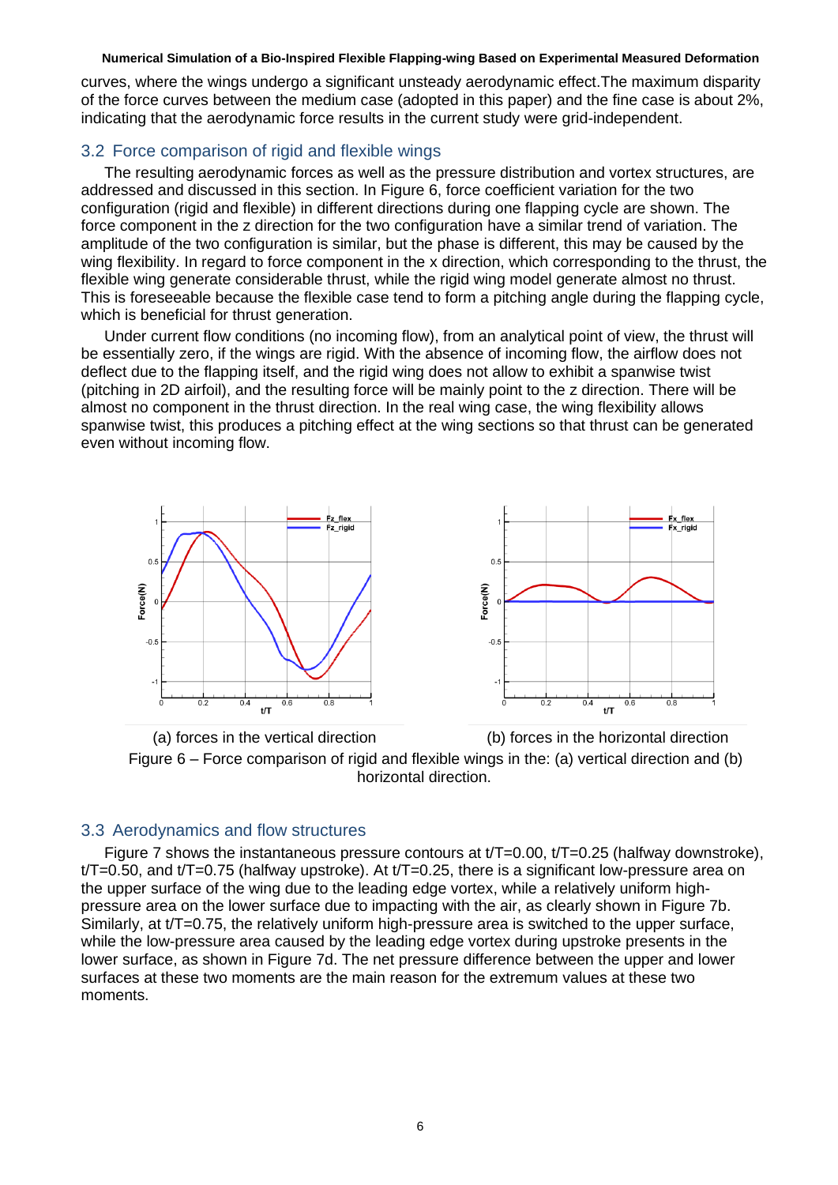curves, where the wings undergo a significant unsteady aerodynamic effect.The maximum disparity of the force curves between the medium case (adopted in this paper) and the fine case is about 2%, indicating that the aerodynamic force results in the current study were grid-independent.

## 3.2 Force comparison of rigid and flexible wings

The resulting aerodynamic forces as well as the pressure distribution and vortex structures, are addressed and discussed in this section. In Figure 6, force coefficient variation for the two configuration (rigid and flexible) in different directions during one flapping cycle are shown. The force component in the z direction for the two configuration have a similar trend of variation. The amplitude of the two configuration is similar, but the phase is different, this may be caused by the wing flexibility. In regard to force component in the x direction, which corresponding to the thrust, the flexible wing generate considerable thrust, while the rigid wing model generate almost no thrust. This is foreseeable because the flexible case tend to form a pitching angle during the flapping cycle, which is beneficial for thrust generation.

Under current flow conditions (no incoming flow), from an analytical point of view, the thrust will be essentially zero, if the wings are rigid. With the absence of incoming flow, the airflow does not deflect due to the flapping itself, and the rigid wing does not allow to exhibit a spanwise twist (pitching in 2D airfoil), and the resulting force will be mainly point to the z direction. There will be almost no component in the thrust direction. In the real wing case, the wing flexibility allows spanwise twist, this produces a pitching effect at the wing sections so that thrust can be generated even without incoming flow.

(a) forces in the vertical direction

(b) forces in the horizontal direction

Figure 6 – Force comparison of rigid and flexible wings in the: (a) vertical direction and (b) horizontal direction.

## 3.3 Aerodynamics and flow structures

Figure 7 shows the instantaneous pressure contours at t/T=0.00, t/T=0.25 (halfway downstroke), t/T=0.50, and t/T=0.75 (halfway upstroke). At t/T=0.25, there is a significant low-pressure area on the upper surface of the wing due to the leading edge vortex, while a relatively uniform high-pressure area on the lower surface due to impacting with the air, as clearly shown in Figure 7b. Similarly, at t/T=0.75, the relatively uniform high-pressure area is switched to the upper surface, while the low-pressure area caused by the leading edge vortex during upstroke presents in the lower surface, as shown in Figure 7d. The net pressure difference between the upper and lower surfaces at these two moments are the main reason for the extremum values at these two moments.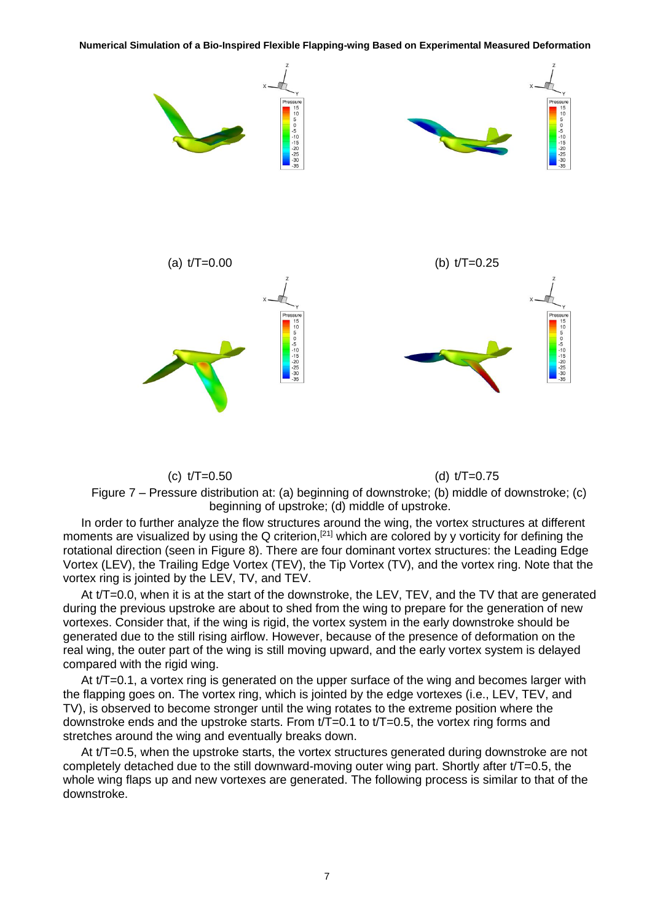(a) t/T=0.00

(b) t/T=0.25

(c) t/T=0.50

(d) t/T=0.75

Figure 7 – Pressure distribution at: (a) beginning of downstroke; (b) middle of downstroke; (c) beginning of upstroke; (d) middle of upstroke.

In order to further analyze the flow structures around the wing, the vortex structures at different moments are visualized by using the Q criterion,[21] which are colored by y vorticity for defining the rotational direction (seen in Figure 8). There are four dominant vortex structures: the Leading Edge Vortex (LEV), the Trailing Edge Vortex (TEV), the Tip Vortex (TV), and the vortex ring. Note that the vortex ring is jointed by the LEV, TV, and TEV.

At t/T=0.0, when it is at the start of the downstroke, the LEV, TEV, and the TV that are generated during the previous upstroke are about to shed from the wing to prepare for the generation of new vortexes. Consider that, if the wing is rigid, the vortex system in the early downstroke should be generated due to the still rising airflow. However, because of the presence of deformation on the real wing, the outer part of the wing is still moving upward, and the early vortex system is delayed compared with the rigid wing.

At t/T=0.1, a vortex ring is generated on the upper surface of the wing and becomes larger with the flapping goes on. The vortex ring, which is jointed by the edge vortexes (i.e., LEV, TEV, and TV), is observed to become stronger until the wing rotates to the extreme position where the downstroke ends and the upstroke starts. From t/T=0.1 to t/T=0.5, the vortex ring forms and stretches around the wing and eventually breaks down.

At t/T=0.5, when the upstroke starts, the vortex structures generated during downstroke are not completely detached due to the still downward-moving outer wing part. Shortly after t/T=0.5, the whole wing flaps up and new vortexes are generated. The following process is similar to that of the downstroke.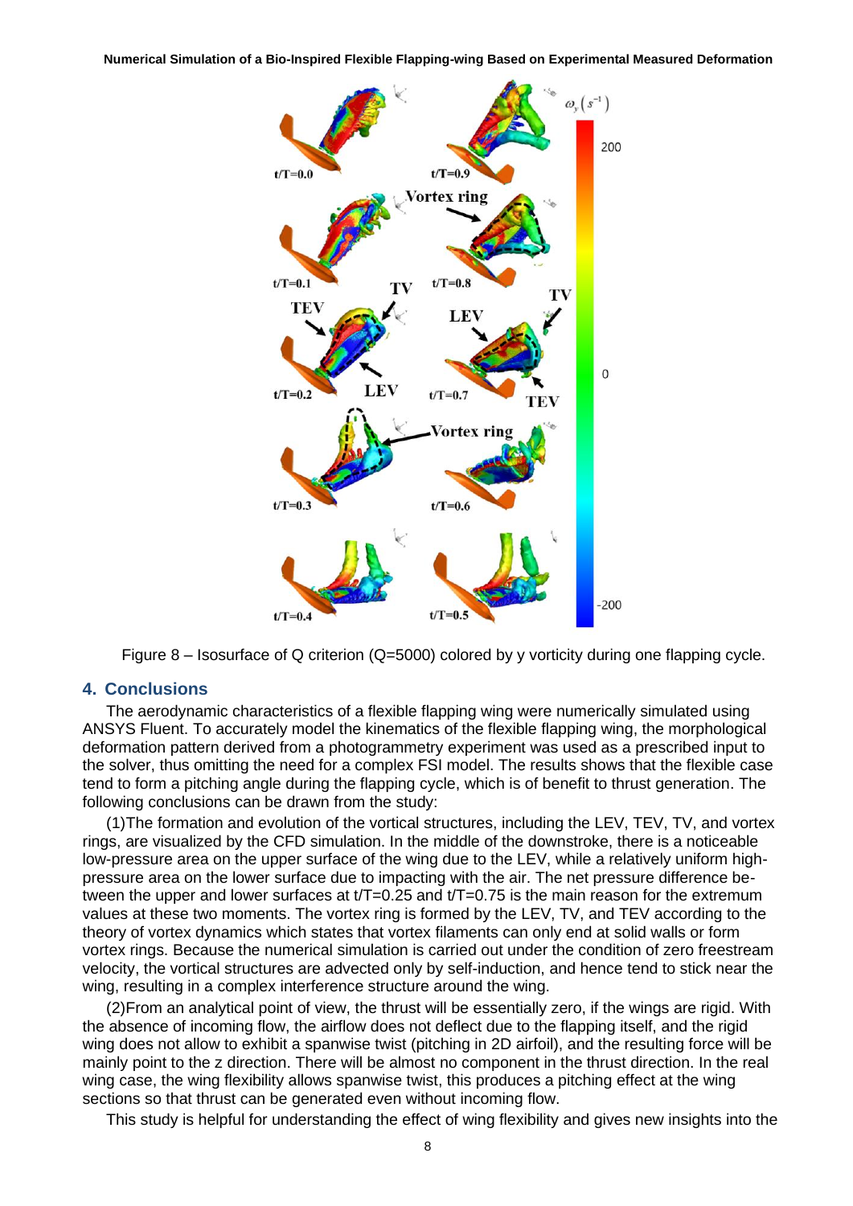Figure 8 – Isosurface of Q criterion (Q=5000) colored by y vorticity during one flapping cycle.

## 4. Conclusions

The aerodynamic characteristics of a flexible flapping wing were numerically simulated using ANSYS Fluent. To accurately model the kinematics of the flexible flapping wing, the morphological deformation pattern derived from a photogrammetry experiment was used as a prescribed input to the solver, thus omitting the need for a complex FSI model. The results shows that the flexible case tend to form a pitching angle during the flapping cycle, which is of benefit to thrust generation. The following conclusions can be drawn from the study:

(1)The formation and evolution of the vortical structures, including the LEV, TEV, TV, and vortex rings, are visualized by the CFD simulation. In the middle of the downstroke, there is a noticeable low-pressure area on the upper surface of the wing due to the LEV, while a relatively uniform high-pressure area on the lower surface due to impacting with the air. The net pressure difference between the upper and lower surfaces at t/T=0.25 and t/T=0.75 is the main reason for the extremum values at these two moments. The vortex ring is formed by the LEV, TV, and TEV according to the theory of vortex dynamics which states that vortex filaments can only end at solid walls or form vortex rings. Because the numerical simulation is carried out under the condition of zero freestream velocity, the vortical structures are advected only by self-induction, and hence tend to stick near the wing, resulting in a complex interference structure around the wing.

(2)From an analytical point of view, the thrust will be essentially zero, if the wings are rigid. With the absence of incoming flow, the airflow does not deflect due to the flapping itself, and the rigid wing does not allow to exhibit a spanwise twist (pitching in 2D airfoil), and the resulting force will be mainly point to the z direction. There will be almost no component in the thrust direction. In the real wing case, the wing flexibility allows spanwise twist, this produces a pitching effect at the wing sections so that thrust can be generated even without incoming flow.

This study is helpful for understanding the effect of wing flexibility and gives new insights into the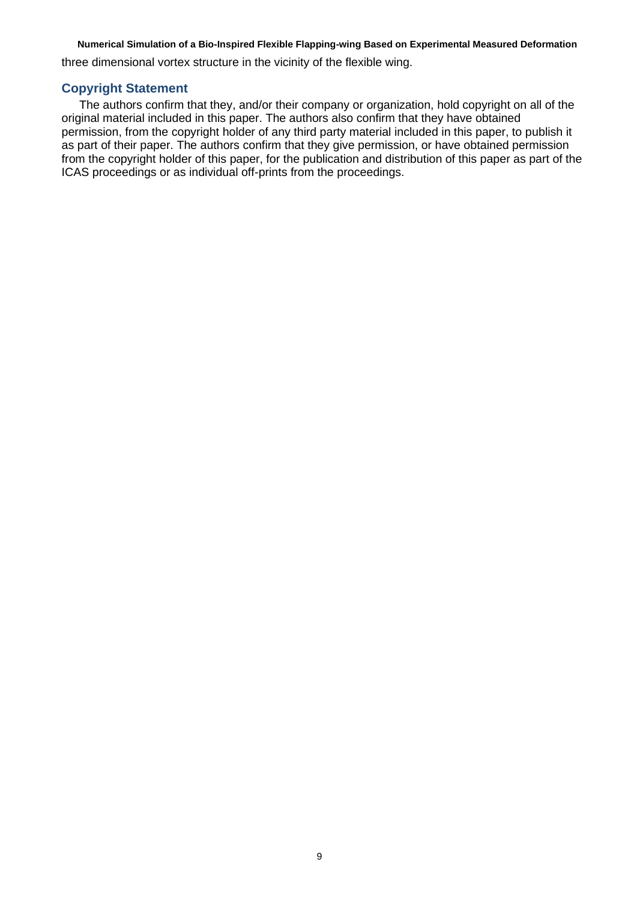three dimensional vortex structure in the vicinity of the flexible wing.

## Copyright Statement

The authors confirm that they, and/or their company or organization, hold copyright on all of the original material included in this paper. The authors also confirm that they have obtained permission, from the copyright holder of any third party material included in this paper, to publish it as part of their paper. The authors confirm that they give permission, or have obtained permission from the copyright holder of this paper, for the publication and distribution of this paper as part of the ICAS proceedings or as individual off-prints from the proceedings.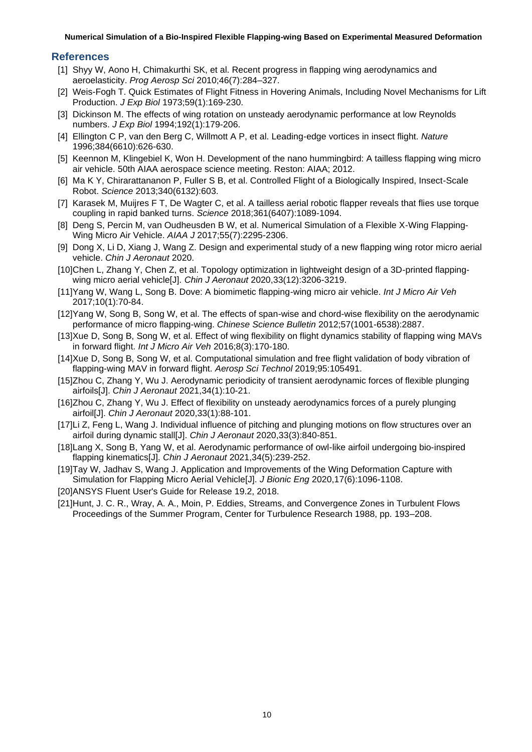## References

[1] Shyy W, Aono H, Chimakurthi SK, et al. Recent progress in flapping wing aerodynamics and aeroelasticity. *Prog Aerosp Sci* 2010;46(7):284–327.

[2] Weis-Fogh T. Quick Estimates of Flight Fitness in Hovering Animals, Including Novel Mechanisms for Lift Production. *J Exp Biol* 1973;59(1):169-230.

[3] Dickinson M. The effects of wing rotation on unsteady aerodynamic performance at low Reynolds numbers. *J Exp Biol* 1994;192(1):179-206.

[4] Ellington C P, van den Berg C, Willmott A P, et al. Leading-edge vortices in insect flight. *Nature* 1996;384(6610):626-630.

[5] Keennon M, Klingebiel K, Won H. Development of the nano hummingbird: A tailless flapping wing micro air vehicle. 50th AIAA aerospace science meeting. Reston: AIAA; 2012.

[6] Ma K Y, Chirarattananon P, Fuller S B, et al. Controlled Flight of a Biologically Inspired, Insect-Scale Robot. *Science* 2013;340(6132):603.

[7] Karasek M, Muijres F T, De Wagter C, et al. A tailless aerial robotic flapper reveals that flies use torque coupling in rapid banked turns. *Science* 2018;361(6407):1089-1094.

[8] Deng S, Percin M, van Oudheusden B W, et al. Numerical Simulation of a Flexible X-Wing Flapping-Wing Micro Air Vehicle. *AIAA J* 2017;55(7):2295-2306.

[9] Dong X, Li D, Xiang J, Wang Z. Design and experimental study of a new flapping wing rotor micro aerial vehicle. *Chin J Aeronaut* 2020.

[10]Chen L, Zhang Y, Chen Z, et al. Topology optimization in lightweight design of a 3D-printed flapping-wing micro aerial vehicle[J]. *Chin J Aeronaut* 2020,33(12):3206-3219.

[11]Yang W, Wang L, Song B. Dove: A biomimetic flapping-wing micro air vehicle. *Int J Micro Air Veh* 2017;10(1):70-84.

[12]Yang W, Song B, Song W, et al. The effects of span-wise and chord-wise flexibility on the aerodynamic performance of micro flapping-wing. *Chinese Science Bulletin* 2012;57(1001-6538):2887.

[13]Xue D, Song B, Song W, et al. Effect of wing flexibility on flight dynamics stability of flapping wing MAVs in forward flight. *Int J Micro Air Veh* 2016;8(3):170-180.

[14]Xue D, Song B, Song W, et al. Computational simulation and free flight validation of body vibration of flapping-wing MAV in forward flight. *Aerosp Sci Technol* 2019;95:105491.

[15]Zhou C, Zhang Y, Wu J. Aerodynamic periodicity of transient aerodynamic forces of flexible plunging airfoils[J]. *Chin J Aeronaut* 2021,34(1):10-21.

[16]Zhou C, Zhang Y, Wu J. Effect of flexibility on unsteady aerodynamics forces of a purely plunging airfoil[J]. *Chin J Aeronaut* 2020,33(1):88-101.

[17]Li Z, Feng L, Wang J. Individual influence of pitching and plunging motions on flow structures over an airfoil during dynamic stall[J]. *Chin J Aeronaut* 2020,33(3):840-851.

[18]Lang X, Song B, Yang W, et al. Aerodynamic performance of owl-like airfoil undergoing bio-inspired flapping kinematics[J]. *Chin J Aeronaut* 2021,34(5):239-252.

[19]Tay W, Jadhav S, Wang J. Application and Improvements of the Wing Deformation Capture with Simulation for Flapping Micro Aerial Vehicle[J]. *J Bionic Eng* 2020,17(6):1096-1108.

[20]ANSYS Fluent User's Guide for Release 19.2, 2018.

[21]Hunt, J. C. R., Wray, A. A., Moin, P. Eddies, Streams, and Convergence Zones in Turbulent Flows Proceedings of the Summer Program, Center for Turbulence Research 1988, pp. 193–208.